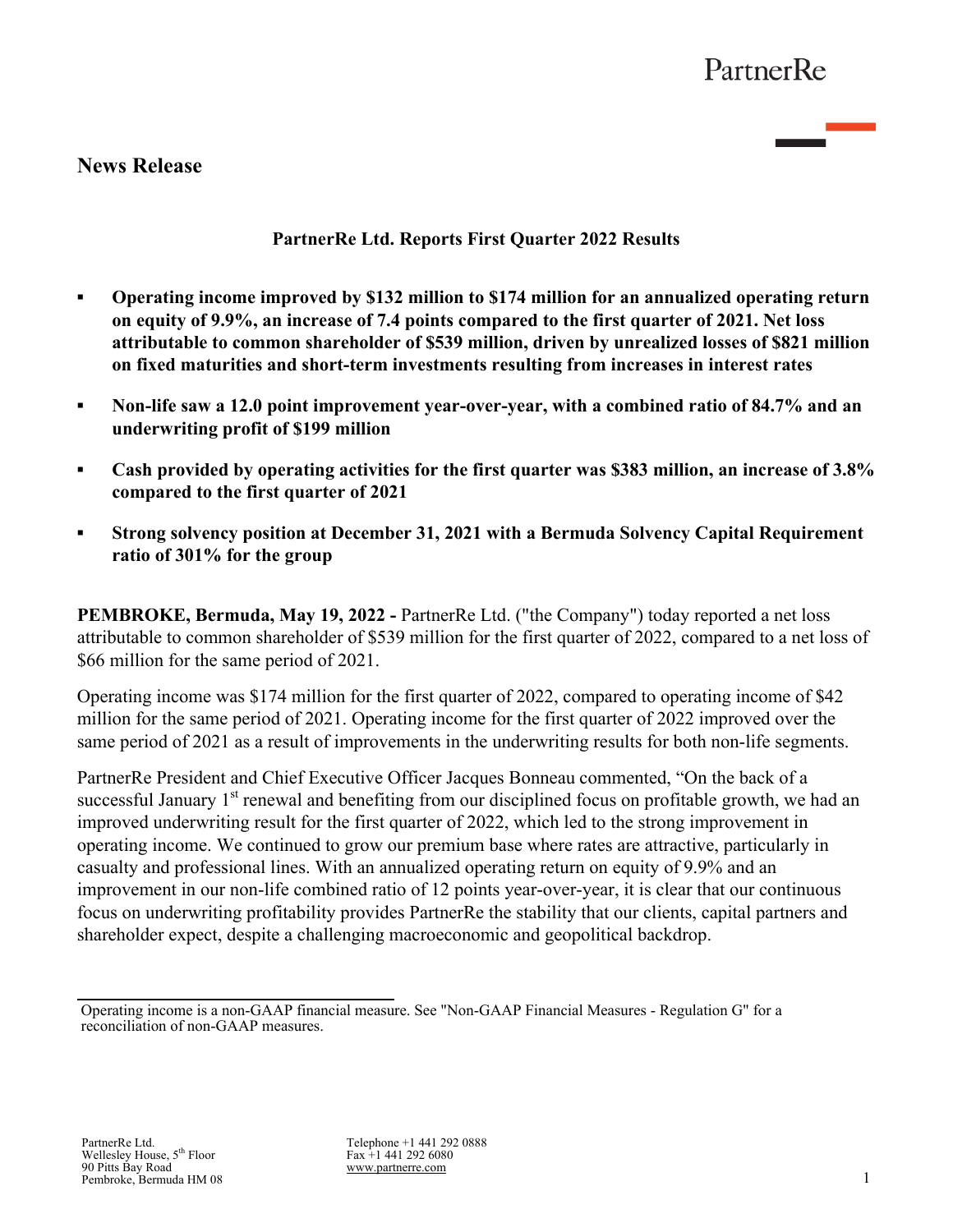PartnerRe

## News Release

### PartnerRe Ltd. Reports First Quarter 2022 Results

- **Operating income improved by $132 million to $174 million for an annualized operating return on equity of 9.9%, an increase of 7.4 points compared to the first quarter of 2021. Net loss attributable to common shareholder of $539 million, driven by unrealized losses of $821 million on fixed maturities and short-term investments resulting from increases in interest rates**
- **Non-life saw a 12.0 point improvement year-over-year, with a combined ratio of 84.7% and an underwriting profit of $199 million**
- **Cash provided by operating activities for the first quarter was $383 million, an increase of 3.8% compared to the first quarter of 2021**
- **Strong solvency position at December 31, 2021 with a Bermuda Solvency Capital Requirement ratio of 301% for the group**

**PEMBROKE, Bermuda, May 19, 2022 -** PartnerRe Ltd. ("the Company") today reported a net loss attributable to common shareholder of $539 million for the first quarter of 2022, compared to a net loss of $66 million for the same period of 2021.

Operating income was $174 million for the first quarter of 2022, compared to operating income of $42 million for the same period of 2021. Operating income for the first quarter of 2022 improved over the same period of 2021 as a result of improvements in the underwriting results for both non-life segments.

PartnerRe President and Chief Executive Officer Jacques Bonneau commented, "On the back of a successful January 1st renewal and benefiting from our disciplined focus on profitable growth, we had an improved underwriting result for the first quarter of 2022, which led to the strong improvement in operating income. We continued to grow our premium base where rates are attractive, particularly in casualty and professional lines. With an annualized operating return on equity of 9.9% and an improvement in our non-life combined ratio of 12 points year-over-year, it is clear that our continuous focus on underwriting profitability provides PartnerRe the stability that our clients, capital partners and shareholder expect, despite a challenging macroeconomic and geopolitical backdrop.

---

Operating income is a non-GAAP financial measure. See "Non-GAAP Financial Measures - Regulation G" for a reconciliation of non-GAAP measures.

PartnerRe Ltd.
Wellesley House, 5th Floor
90 Pitts Bay Road
Pembroke, Bermuda HM 08

Telephone +1 441 292 0888
Fax +1 441 292 6080
www.partnerre.com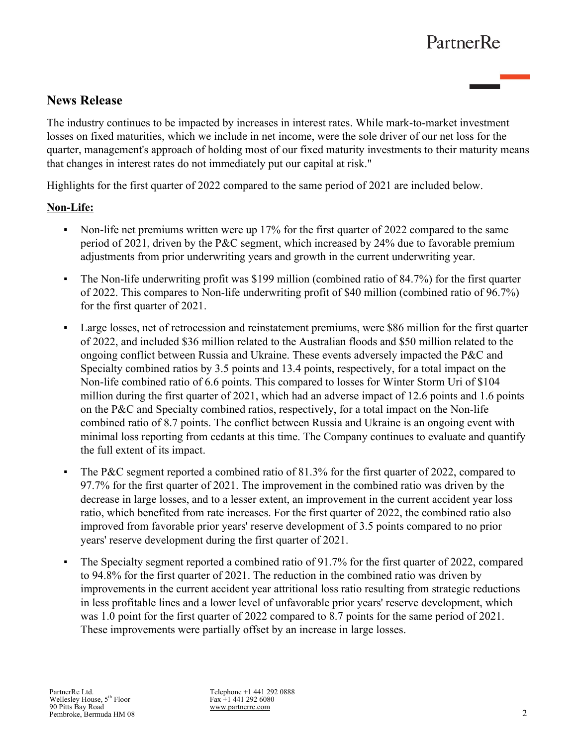## News Release

The industry continues to be impacted by increases in interest rates. While mark-to-market investment losses on fixed maturities, which we include in net income, were the sole driver of our net loss for the quarter, management's approach of holding most of our fixed maturity investments to their maturity means that changes in interest rates do not immediately put our capital at risk."

Highlights for the first quarter of 2022 compared to the same period of 2021 are included below.

**Non-Life:**

- Non-life net premiums written were up 17% for the first quarter of 2022 compared to the same period of 2021, driven by the P&C segment, which increased by 24% due to favorable premium adjustments from prior underwriting years and growth in the current underwriting year.
- The Non-life underwriting profit was $199 million (combined ratio of 84.7%) for the first quarter of 2022. This compares to Non-life underwriting profit of $40 million (combined ratio of 96.7%) for the first quarter of 2021.
- Large losses, net of retrocession and reinstatement premiums, were $86 million for the first quarter of 2022, and included $36 million related to the Australian floods and $50 million related to the ongoing conflict between Russia and Ukraine. These events adversely impacted the P&C and Specialty combined ratios by 3.5 points and 13.4 points, respectively, for a total impact on the Non-life combined ratio of 6.6 points. This compared to losses for Winter Storm Uri of $104 million during the first quarter of 2021, which had an adverse impact of 12.6 points and 1.6 points on the P&C and Specialty combined ratios, respectively, for a total impact on the Non-life combined ratio of 8.7 points. The conflict between Russia and Ukraine is an ongoing event with minimal loss reporting from cedants at this time. The Company continues to evaluate and quantify the full extent of its impact.
- The P&C segment reported a combined ratio of 81.3% for the first quarter of 2022, compared to 97.7% for the first quarter of 2021. The improvement in the combined ratio was driven by the decrease in large losses, and to a lesser extent, an improvement in the current accident year loss ratio, which benefited from rate increases. For the first quarter of 2022, the combined ratio also improved from favorable prior years' reserve development of 3.5 points compared to no prior years' reserve development during the first quarter of 2021.
- The Specialty segment reported a combined ratio of 91.7% for the first quarter of 2022, compared to 94.8% for the first quarter of 2021. The reduction in the combined ratio was driven by improvements in the current accident year attritional loss ratio resulting from strategic reductions in less profitable lines and a lower level of unfavorable prior years' reserve development, which was 1.0 point for the first quarter of 2022 compared to 8.7 points for the same period of 2021. These improvements were partially offset by an increase in large losses.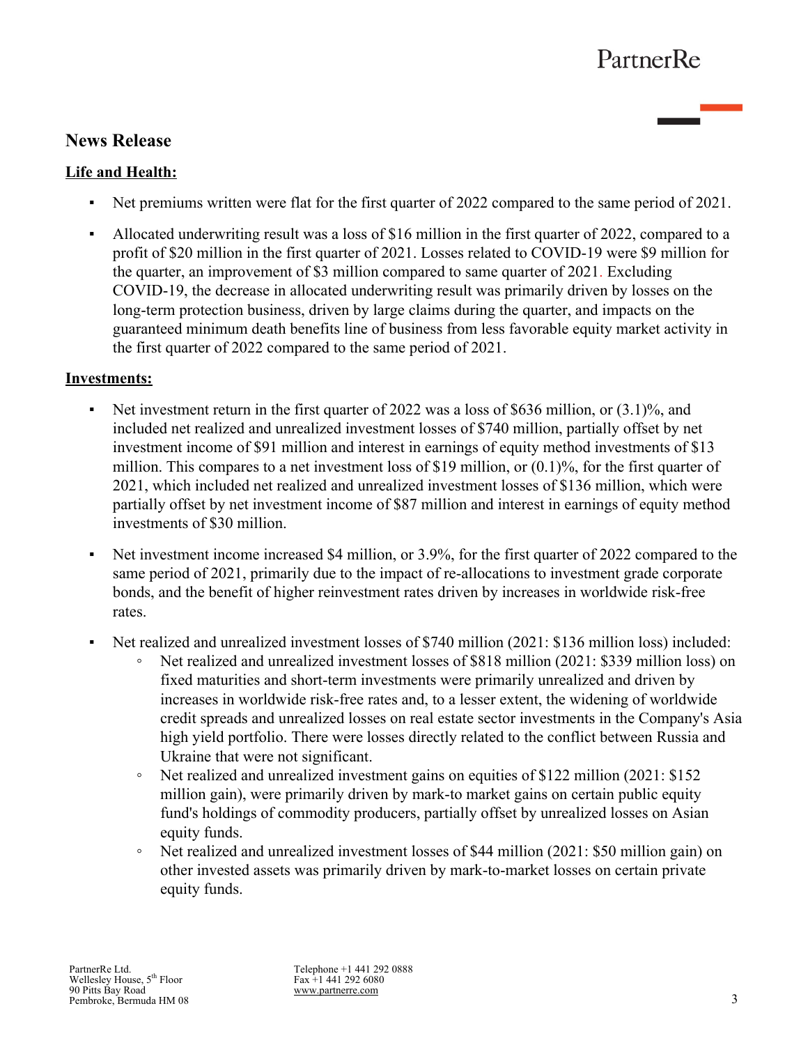## News Release

**Life and Health:**

- Net premiums written were flat for the first quarter of 2022 compared to the same period of 2021.
- Allocated underwriting result was a loss of $16 million in the first quarter of 2022, compared to a profit of $20 million in the first quarter of 2021. Losses related to COVID-19 were $9 million for the quarter, an improvement of $3 million compared to same quarter of 2021. Excluding COVID-19, the decrease in allocated underwriting result was primarily driven by losses on the long-term protection business, driven by large claims during the quarter, and impacts on the guaranteed minimum death benefits line of business from less favorable equity market activity in the first quarter of 2022 compared to the same period of 2021.

**Investments:**

- Net investment return in the first quarter of 2022 was a loss of $636 million, or (3.1)%, and included net realized and unrealized investment losses of $740 million, partially offset by net investment income of $91 million and interest in earnings of equity method investments of $13 million. This compares to a net investment loss of $19 million, or (0.1)%, for the first quarter of 2021, which included net realized and unrealized investment losses of $136 million, which were partially offset by net investment income of $87 million and interest in earnings of equity method investments of $30 million.
- Net investment income increased $4 million, or 3.9%, for the first quarter of 2022 compared to the same period of 2021, primarily due to the impact of re-allocations to investment grade corporate bonds, and the benefit of higher reinvestment rates driven by increases in worldwide risk-free rates.
- Net realized and unrealized investment losses of $740 million (2021: $136 million loss) included:
  - Net realized and unrealized investment losses of $818 million (2021: $339 million loss) on fixed maturities and short-term investments were primarily unrealized and driven by increases in worldwide risk-free rates and, to a lesser extent, the widening of worldwide credit spreads and unrealized losses on real estate sector investments in the Company's Asia high yield portfolio. There were losses directly related to the conflict between Russia and Ukraine that were not significant.
  - Net realized and unrealized investment gains on equities of $122 million (2021: $152 million gain), were primarily driven by mark-to market gains on certain public equity fund's holdings of commodity producers, partially offset by unrealized losses on Asian equity funds.
  - Net realized and unrealized investment losses of $44 million (2021: $50 million gain) on other invested assets was primarily driven by mark-to-market losses on certain private equity funds.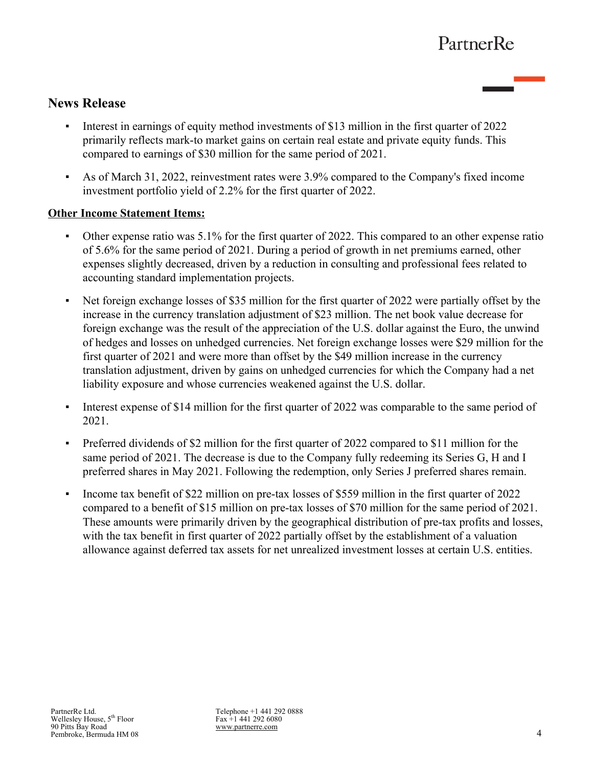## News Release

- Interest in earnings of equity method investments of $13 million in the first quarter of 2022 primarily reflects mark-to market gains on certain real estate and private equity funds. This compared to earnings of $30 million for the same period of 2021.
- As of March 31, 2022, reinvestment rates were 3.9% compared to the Company's fixed income investment portfolio yield of 2.2% for the first quarter of 2022.

**Other Income Statement Items:**

- Other expense ratio was 5.1% for the first quarter of 2022. This compared to an other expense ratio of 5.6% for the same period of 2021. During a period of growth in net premiums earned, other expenses slightly decreased, driven by a reduction in consulting and professional fees related to accounting standard implementation projects.
- Net foreign exchange losses of $35 million for the first quarter of 2022 were partially offset by the increase in the currency translation adjustment of $23 million. The net book value decrease for foreign exchange was the result of the appreciation of the U.S. dollar against the Euro, the unwind of hedges and losses on unhedged currencies. Net foreign exchange losses were $29 million for the first quarter of 2021 and were more than offset by the $49 million increase in the currency translation adjustment, driven by gains on unhedged currencies for which the Company had a net liability exposure and whose currencies weakened against the U.S. dollar.
- Interest expense of $14 million for the first quarter of 2022 was comparable to the same period of 2021.
- Preferred dividends of $2 million for the first quarter of 2022 compared to $11 million for the same period of 2021. The decrease is due to the Company fully redeeming its Series G, H and I preferred shares in May 2021. Following the redemption, only Series J preferred shares remain.
- Income tax benefit of $22 million on pre-tax losses of $559 million in the first quarter of 2022 compared to a benefit of $15 million on pre-tax losses of $70 million for the same period of 2021. These amounts were primarily driven by the geographical distribution of pre-tax profits and losses, with the tax benefit in first quarter of 2022 partially offset by the establishment of a valuation allowance against deferred tax assets for net unrealized investment losses at certain U.S. entities.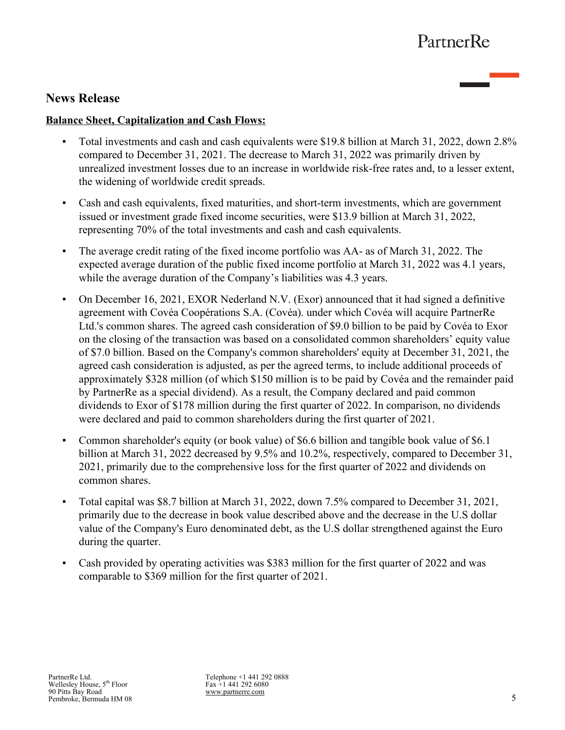## News Release

**Balance Sheet, Capitalization and Cash Flows:**

- Total investments and cash and cash equivalents were $19.8 billion at March 31, 2022, down 2.8% compared to December 31, 2021. The decrease to March 31, 2022 was primarily driven by unrealized investment losses due to an increase in worldwide risk-free rates and, to a lesser extent, the widening of worldwide credit spreads.
- Cash and cash equivalents, fixed maturities, and short-term investments, which are government issued or investment grade fixed income securities, were $13.9 billion at March 31, 2022, representing 70% of the total investments and cash and cash equivalents.
- The average credit rating of the fixed income portfolio was AA- as of March 31, 2022. The expected average duration of the public fixed income portfolio at March 31, 2022 was 4.1 years, while the average duration of the Company's liabilities was 4.3 years.
- On December 16, 2021, EXOR Nederland N.V. (Exor) announced that it had signed a definitive agreement with Covéa Coopérations S.A. (Covéa). under which Covéa will acquire PartnerRe Ltd.'s common shares. The agreed cash consideration of $9.0 billion to be paid by Covéa to Exor on the closing of the transaction was based on a consolidated common shareholders' equity value of $7.0 billion. Based on the Company's common shareholders' equity at December 31, 2021, the agreed cash consideration is adjusted, as per the agreed terms, to include additional proceeds of approximately $328 million (of which $150 million is to be paid by Covéa and the remainder paid by PartnerRe as a special dividend). As a result, the Company declared and paid common dividends to Exor of $178 million during the first quarter of 2022. In comparison, no dividends were declared and paid to common shareholders during the first quarter of 2021.
- Common shareholder's equity (or book value) of $6.6 billion and tangible book value of $6.1 billion at March 31, 2022 decreased by 9.5% and 10.2%, respectively, compared to December 31, 2021, primarily due to the comprehensive loss for the first quarter of 2022 and dividends on common shares.
- Total capital was $8.7 billion at March 31, 2022, down 7.5% compared to December 31, 2021, primarily due to the decrease in book value described above and the decrease in the U.S dollar value of the Company's Euro denominated debt, as the U.S dollar strengthened against the Euro during the quarter.
- Cash provided by operating activities was $383 million for the first quarter of 2022 and was comparable to $369 million for the first quarter of 2021.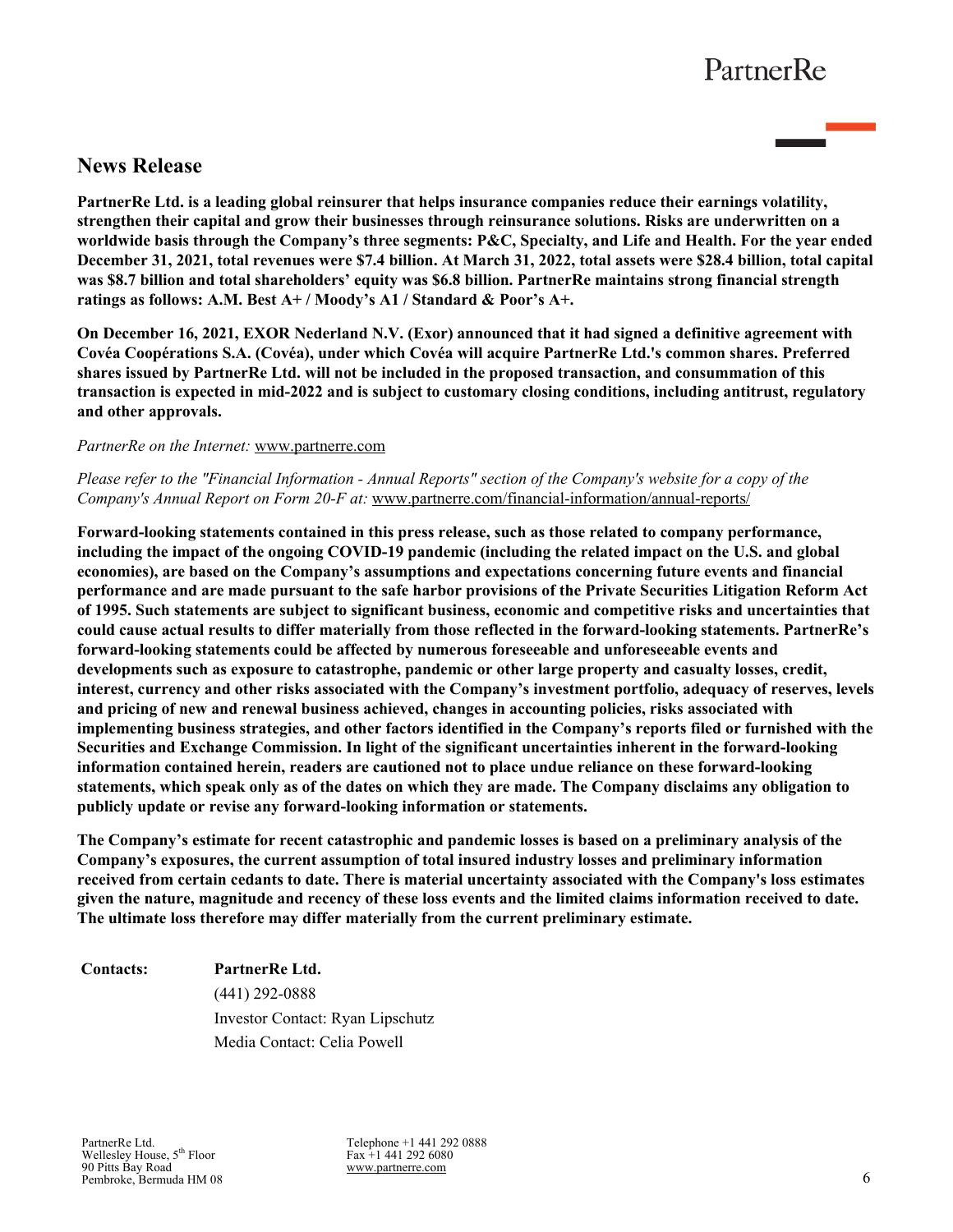## News Release

**PartnerRe Ltd. is a leading global reinsurer that helps insurance companies reduce their earnings volatility, strengthen their capital and grow their businesses through reinsurance solutions. Risks are underwritten on a worldwide basis through the Company's three segments: P&C, Specialty, and Life and Health. For the year ended December 31, 2021, total revenues were $7.4 billion. At March 31, 2022, total assets were $28.4 billion, total capital was $8.7 billion and total shareholders' equity was $6.8 billion. PartnerRe maintains strong financial strength ratings as follows: A.M. Best A+ / Moody's A1 / Standard & Poor's A+.**

**On December 16, 2021, EXOR Nederland N.V. (Exor) announced that it had signed a definitive agreement with Covéa Coopérations S.A. (Covéa), under which Covéa will acquire PartnerRe Ltd.'s common shares. Preferred shares issued by PartnerRe Ltd. will not be included in the proposed transaction, and consummation of this transaction is expected in mid-2022 and is subject to customary closing conditions, including antitrust, regulatory and other approvals.**

*PartnerRe on the Internet:* www.partnerre.com

*Please refer to the "Financial Information - Annual Reports" section of the Company's website for a copy of the Company's Annual Report on Form 20-F at:* www.partnerre.com/financial-information/annual-reports/

**Forward-looking statements contained in this press release, such as those related to company performance, including the impact of the ongoing COVID-19 pandemic (including the related impact on the U.S. and global economies), are based on the Company's assumptions and expectations concerning future events and financial performance and are made pursuant to the safe harbor provisions of the Private Securities Litigation Reform Act of 1995. Such statements are subject to significant business, economic and competitive risks and uncertainties that could cause actual results to differ materially from those reflected in the forward-looking statements. PartnerRe's forward-looking statements could be affected by numerous foreseeable and unforeseeable events and developments such as exposure to catastrophe, pandemic or other large property and casualty losses, credit, interest, currency and other risks associated with the Company's investment portfolio, adequacy of reserves, levels and pricing of new and renewal business achieved, changes in accounting policies, risks associated with implementing business strategies, and other factors identified in the Company's reports filed or furnished with the Securities and Exchange Commission. In light of the significant uncertainties inherent in the forward-looking information contained herein, readers are cautioned not to place undue reliance on these forward-looking statements, which speak only as of the dates on which they are made. The Company disclaims any obligation to publicly update or revise any forward-looking information or statements.**

**The Company's estimate for recent catastrophic and pandemic losses is based on a preliminary analysis of the Company's exposures, the current assumption of total insured industry losses and preliminary information received from certain cedants to date. There is material uncertainty associated with the Company's loss estimates given the nature, magnitude and recency of these loss events and the limited claims information received to date. The ultimate loss therefore may differ materially from the current preliminary estimate.**

**Contacts:** **PartnerRe Ltd.**
(441) 292-0888
Investor Contact: Ryan Lipschutz
Media Contact: Celia Powell

PartnerRe Ltd.
Wellesley House, 5th Floor
90 Pitts Bay Road
Pembroke, Bermuda HM 08

Telephone +1 441 292 0888
Fax +1 441 292 6080
www.partnerre.com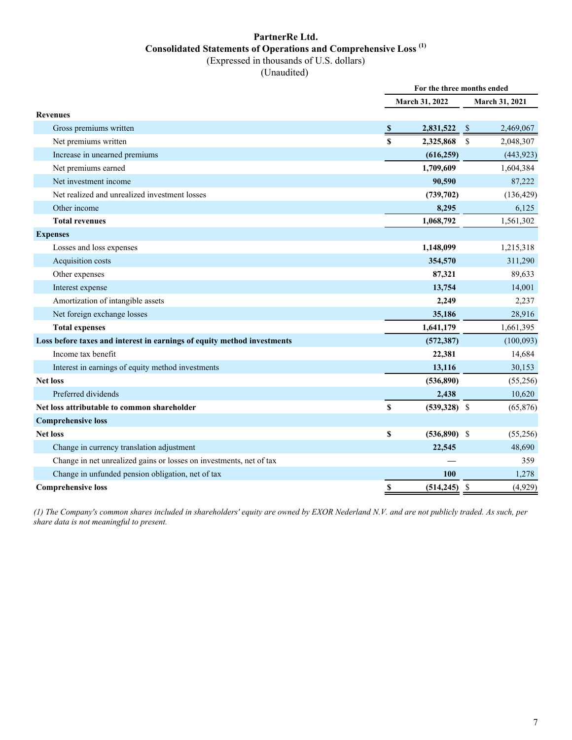# PartnerRe Ltd.

## Consolidated Statements of Operations and Comprehensive Loss [(1)]

(Expressed in thousands of U.S. dollars)

(Unaudited)

| | For the three months ended | |
|---|---|---|
| | March 31, 2022 | March 31, 2021 |
| **Revenues** | | |
| Gross premiums written | **$ 2,831,522** | $ 2,469,067 |
| Net premiums written | **$ 2,325,868** | $ 2,048,307 |
| Increase in unearned premiums | **(616,259)** | (443,923) |
| Net premiums earned | **1,709,609** | 1,604,384 |
| Net investment income | **90,590** | 87,222 |
| Net realized and unrealized investment losses | **(739,702)** | (136,429) |
| Other income | **8,295** | 6,125 |
| **Total revenues** | **1,068,792** | 1,561,302 |
| **Expenses** | | |
| Losses and loss expenses | **1,148,099** | 1,215,318 |
| Acquisition costs | **354,570** | 311,290 |
| Other expenses | **87,321** | 89,633 |
| Interest expense | **13,754** | 14,001 |
| Amortization of intangible assets | **2,249** | 2,237 |
| Net foreign exchange losses | **35,186** | 28,916 |
| **Total expenses** | **1,641,179** | 1,661,395 |
| **Loss before taxes and interest in earnings of equity method investments** | **(572,387)** | (100,093) |
| Income tax benefit | **22,381** | 14,684 |
| Interest in earnings of equity method investments | **13,116** | 30,153 |
| **Net loss** | **(536,890)** | (55,256) |
| Preferred dividends | **2,438** | 10,620 |
| **Net loss attributable to common shareholder** | **$ (539,328)** | $ (65,876) |
| **Comprehensive loss** | | |
| **Net loss** | **$ (536,890)** | $ (55,256) |
| Change in currency translation adjustment | **22,545** | 48,690 |
| Change in net unrealized gains or losses on investments, net of tax | **—** | 359 |
| Change in unfunded pension obligation, net of tax | **100** | 1,278 |
| **Comprehensive loss** | **$ (514,245)** | $ (4,929) |

*(1) The Company's common shares included in shareholders' equity are owned by EXOR Nederland N.V. and are not publicly traded. As such, per share data is not meaningful to present.*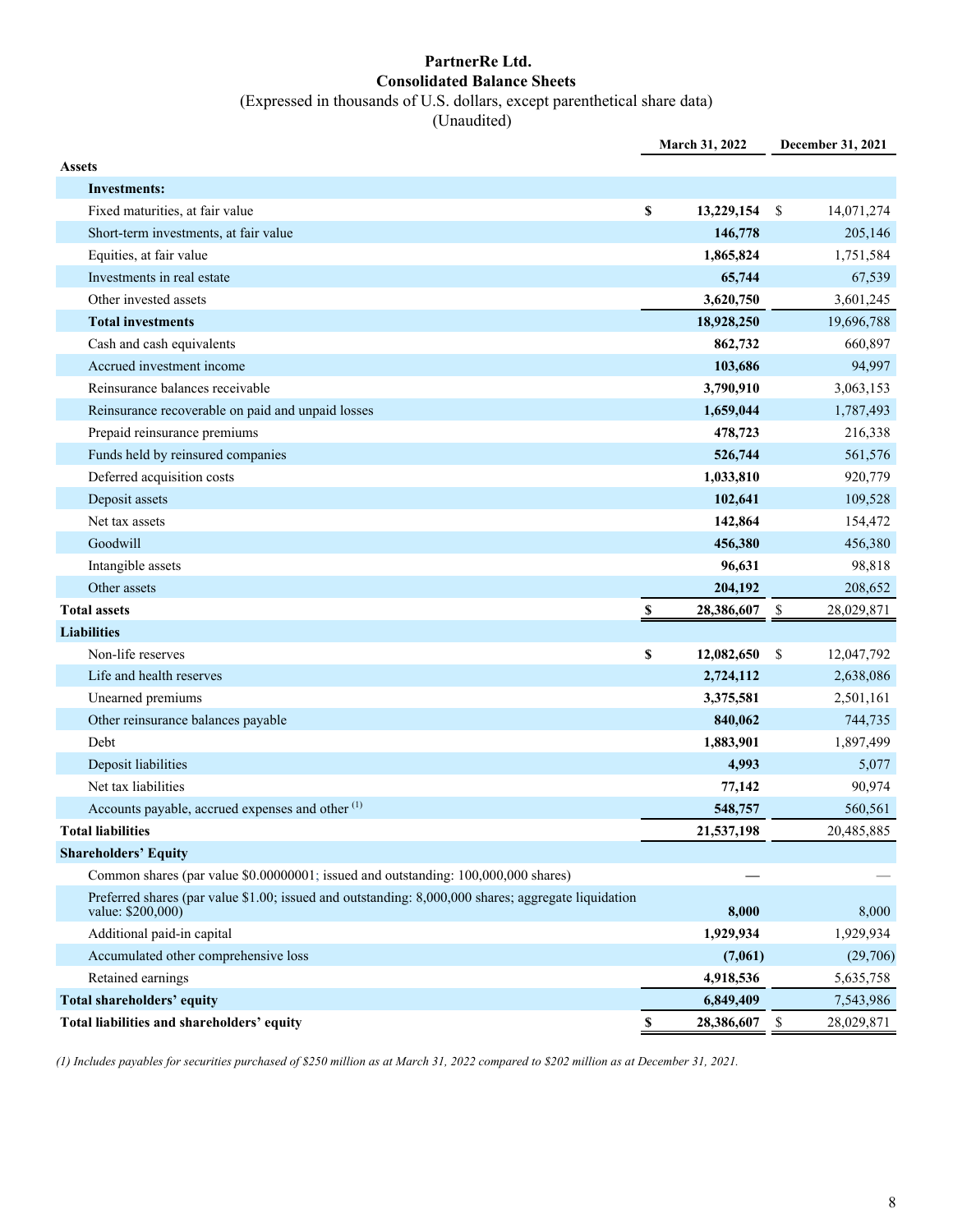# PartnerRe Ltd.
## Consolidated Balance Sheets
(Expressed in thousands of U.S. dollars, except parenthetical share data)
(Unaudited)

| | March 31, 2022 | December 31, 2021 |
|---|---|---|
| **Assets** | | |
| **Investments:** | | |
| Fixed maturities, at fair value | $ 13,229,154 | $ 14,071,274 |
| Short-term investments, at fair value | 146,778 | 205,146 |
| Equities, at fair value | 1,865,824 | 1,751,584 |
| Investments in real estate | 65,744 | 67,539 |
| Other invested assets | 3,620,750 | 3,601,245 |
| **Total investments** | 18,928,250 | 19,696,788 |
| Cash and cash equivalents | 862,732 | 660,897 |
| Accrued investment income | 103,686 | 94,997 |
| Reinsurance balances receivable | 3,790,910 | 3,063,153 |
| Reinsurance recoverable on paid and unpaid losses | 1,659,044 | 1,787,493 |
| Prepaid reinsurance premiums | 478,723 | 216,338 |
| Funds held by reinsured companies | 526,744 | 561,576 |
| Deferred acquisition costs | 1,033,810 | 920,779 |
| Deposit assets | 102,641 | 109,528 |
| Net tax assets | 142,864 | 154,472 |
| Goodwill | 456,380 | 456,380 |
| Intangible assets | 96,631 | 98,818 |
| Other assets | 204,192 | 208,652 |
| **Total assets** | $ 28,386,607 | $ 28,029,871 |
| **Liabilities** | | |
| Non-life reserves | $ 12,082,650 | $ 12,047,792 |
| Life and health reserves | 2,724,112 | 2,638,086 |
| Unearned premiums | 3,375,581 | 2,501,161 |
| Other reinsurance balances payable | 840,062 | 744,735 |
| Debt | 1,883,901 | 1,897,499 |
| Deposit liabilities | 4,993 | 5,077 |
| Net tax liabilities | 77,142 | 90,974 |
| Accounts payable, accrued expenses and other (1) | 548,757 | 560,561 |
| **Total liabilities** | 21,537,198 | 20,485,885 |
| **Shareholders' Equity** | | |
| Common shares (par value $0.00000001; issued and outstanding: 100,000,000 shares) | — | — |
| Preferred shares (par value $1.00; issued and outstanding: 8,000,000 shares; aggregate liquidation value: $200,000) | 8,000 | 8,000 |
| Additional paid-in capital | 1,929,934 | 1,929,934 |
| Accumulated other comprehensive loss | (7,061) | (29,706) |
| Retained earnings | 4,918,536 | 5,635,758 |
| **Total shareholders' equity** | 6,849,409 | 7,543,986 |
| **Total liabilities and shareholders' equity** | $ 28,386,607 | $ 28,029,871 |

*(1) Includes payables for securities purchased of $250 million as at March 31, 2022 compared to $202 million as at December 31, 2021.*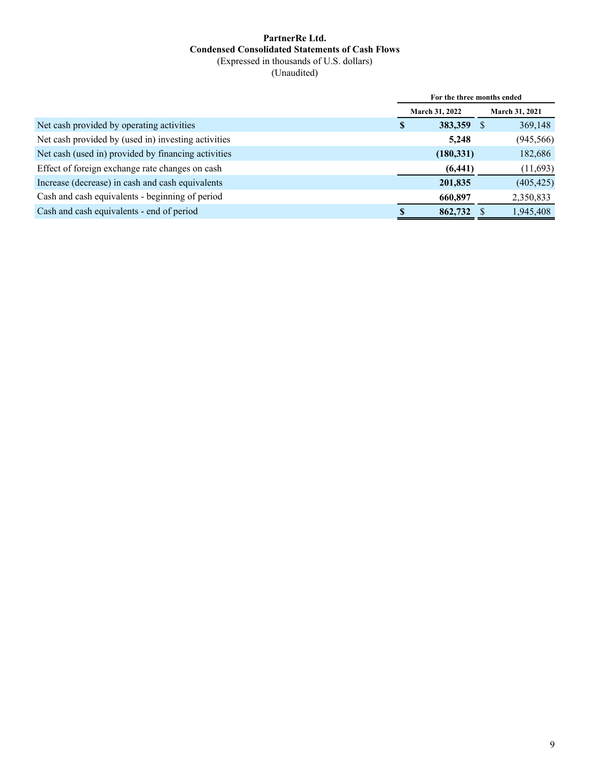**PartnerRe Ltd.**
**Condensed Consolidated Statements of Cash Flows**
(Expressed in thousands of U.S. dollars)
(Unaudited)

| | For the three months ended | |
|---|---|---|
| | March 31, 2022 | March 31, 2021 |
| Net cash provided by operating activities | **$ 383,359** | $ 369,148 |
| Net cash provided by (used in) investing activities | **5,248** | (945,566) |
| Net cash (used in) provided by financing activities | **(180,331)** | 182,686 |
| Effect of foreign exchange rate changes on cash | **(6,441)** | (11,693) |
| Increase (decrease) in cash and cash equivalents | **201,835** | (405,425) |
| Cash and cash equivalents - beginning of period | **660,897** | 2,350,833 |
| Cash and cash equivalents - end of period | **$ 862,732** | $ 1,945,408 |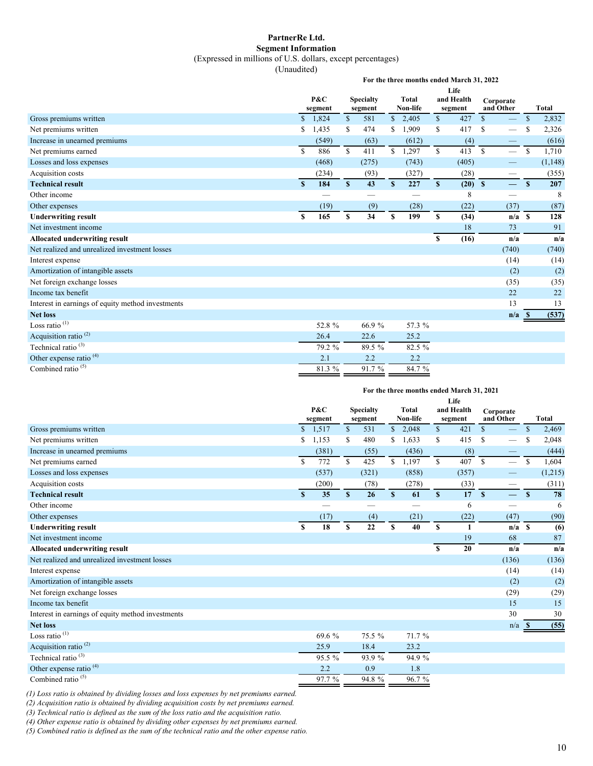# PartnerRe Ltd.
## Segment Information
(Expressed in millions of U.S. dollars, except percentages)
(Unaudited)

| | For the three months ended March 31, 2022 | | | | | |
|---|---|---|---|---|---|---|
| | P&C segment | Specialty segment | Total Non-life | Life and Health segment | Corporate and Other | Total |
| Gross premiums written | $ 1,824 | $ 581 | $ 2,405 | $ 427 | $ — | $ 2,832 |
| Net premiums written | $ 1,435 | $ 474 | $ 1,909 | $ 417 | $ — | $ 2,326 |
| Increase in unearned premiums | (549) | (63) | (612) | (4) | — | (616) |
| Net premiums earned | $ 886 | $ 411 | $ 1,297 | $ 413 | $ — | $ 1,710 |
| Losses and loss expenses | (468) | (275) | (743) | (405) | — | (1,148) |
| Acquisition costs | (234) | (93) | (327) | (28) | — | (355) |
| **Technical result** | **$ 184** | **$ 43** | **$ 227** | **$ (20)** | **$ —** | **$ 207** |
| Other income | — | — | — | 8 | — | 8 |
| Other expenses | (19) | (9) | (28) | (22) | (37) | (87) |
| **Underwriting result** | **$ 165** | **$ 34** | **$ 199** | **$ (34)** | **n/a** | **$ 128** |
| Net investment income | | | | 18 | 73 | 91 |
| **Allocated underwriting result** | | | | **$ (16)** | **n/a** | **n/a** |
| Net realized and unrealized investment losses | | | | | (740) | (740) |
| Interest expense | | | | | (14) | (14) |
| Amortization of intangible assets | | | | | (2) | (2) |
| Net foreign exchange losses | | | | | (35) | (35) |
| Income tax benefit | | | | | 22 | 22 |
| Interest in earnings of equity method investments | | | | | 13 | 13 |
| **Net loss** | | | | | **n/a** | **$ (537)** |
| Loss ratio [(1)] | 52.8 % | 66.9 % | 57.3 % | | | |
| Acquisition ratio [(2)] | 26.4 | 22.6 | 25.2 | | | |
| Technical ratio [(3)] | 79.2 % | 89.5 % | 82.5 % | | | |
| Other expense ratio [(4)] | 2.1 | 2.2 | 2.2 | | | |
| Combined ratio [(5)] | 81.3 % | 91.7 % | 84.7 % | | | |

| | For the three months ended March 31, 2021 | | | | | |
|---|---|---|---|---|---|---|
| | P&C segment | Specialty segment | Total Non-life | Life and Health segment | Corporate and Other | Total |
| Gross premiums written | $ 1,517 | $ 531 | $ 2,048 | $ 421 | $ — | $ 2,469 |
| Net premiums written | $ 1,153 | $ 480 | $ 1,633 | $ 415 | $ — | $ 2,048 |
| Increase in unearned premiums | (381) | (55) | (436) | (8) | — | (444) |
| Net premiums earned | $ 772 | $ 425 | $ 1,197 | $ 407 | $ — | $ 1,604 |
| Losses and loss expenses | (537) | (321) | (858) | (357) | — | (1,215) |
| Acquisition costs | (200) | (78) | (278) | (33) | — | (311) |
| **Technical result** | **$ 35** | **$ 26** | **$ 61** | **$ 17** | **$ —** | **$ 78** |
| Other income | — | — | — | 6 | — | 6 |
| Other expenses | (17) | (4) | (21) | (22) | (47) | (90) |
| **Underwriting result** | **$ 18** | **$ 22** | **$ 40** | **$ 1** | **n/a** | **$ (6)** |
| Net investment income | | | | 19 | 68 | 87 |
| **Allocated underwriting result** | | | | **$ 20** | **n/a** | **n/a** |
| Net realized and unrealized investment losses | | | | | (136) | (136) |
| Interest expense | | | | | (14) | (14) |
| Amortization of intangible assets | | | | | (2) | (2) |
| Net foreign exchange losses | | | | | (29) | (29) |
| Income tax benefit | | | | | 15 | 15 |
| Interest in earnings of equity method investments | | | | | 30 | 30 |
| **Net loss** | | | | | n/a | **$ (55)** |
| Loss ratio [(1)] | 69.6 % | 75.5 % | 71.7 % | | | |
| Acquisition ratio [(2)] | 25.9 | 18.4 | 23.2 | | | |
| Technical ratio [(3)] | 95.5 % | 93.9 % | 94.9 % | | | |
| Other expense ratio [(4)] | 2.2 | 0.9 | 1.8 | | | |
| Combined ratio [(5)] | 97.7 % | 94.8 % | 96.7 % | | | |

*(1) Loss ratio is obtained by dividing losses and loss expenses by net premiums earned.*
*(2) Acquisition ratio is obtained by dividing acquisition costs by net premiums earned.*
*(3) Technical ratio is defined as the sum of the loss ratio and the acquisition ratio.*
*(4) Other expense ratio is obtained by dividing other expenses by net premiums earned.*
*(5) Combined ratio is defined as the sum of the technical ratio and the other expense ratio.*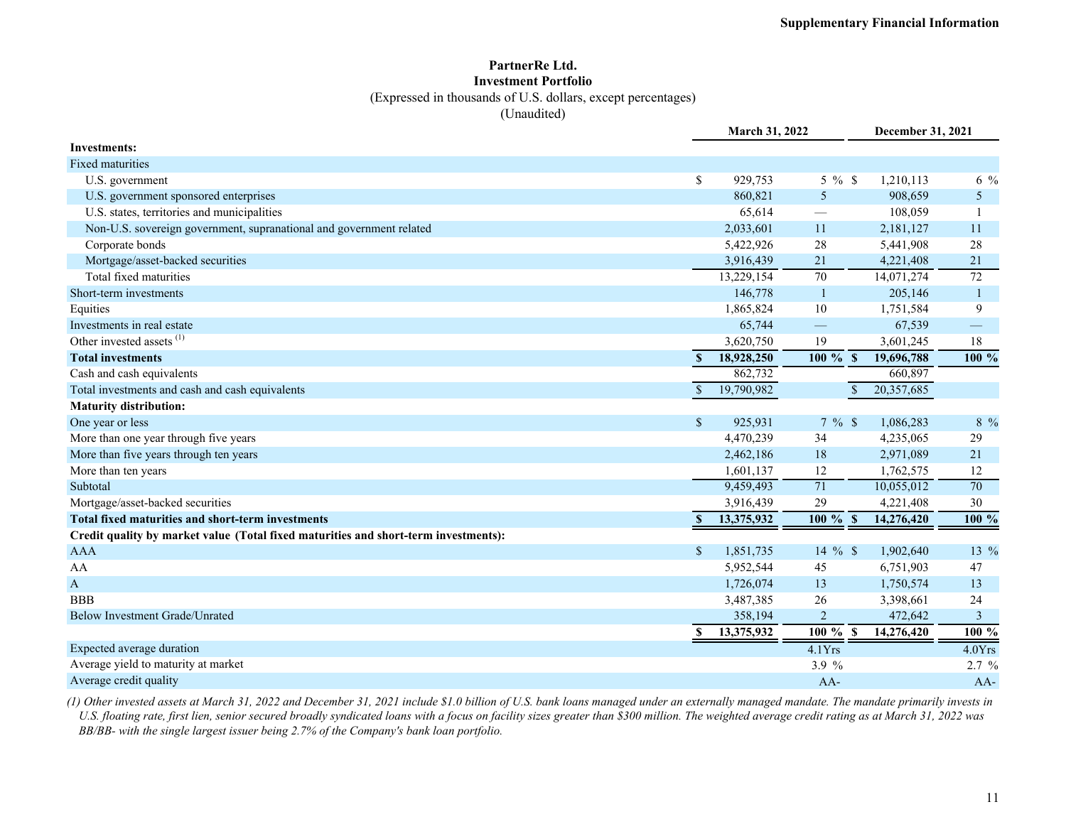**PartnerRe Ltd.**
**Investment Portfolio**
(Expressed in thousands of U.S. dollars, except percentages)
(Unaudited)

| | March 31, 2022 | | December 31, 2021 | |
|---|---|---|---|---|
| **Investments:** | | | | |
| Fixed maturities | | | | |
| U.S. government | $ 929,753 | 5 % | $ 1,210,113 | 6 % |
| U.S. government sponsored enterprises | 860,821 | 5 | 908,659 | 5 |
| U.S. states, territories and municipalities | 65,614 | — | 108,059 | 1 |
| Non-U.S. sovereign government, supranational and government related | 2,033,601 | 11 | 2,181,127 | 11 |
| Corporate bonds | 5,422,926 | 28 | 5,441,908 | 28 |
| Mortgage/asset-backed securities | 3,916,439 | 21 | 4,221,408 | 21 |
| Total fixed maturities | 13,229,154 | 70 | 14,071,274 | 72 |
| Short-term investments | 146,778 | 1 | 205,146 | 1 |
| Equities | 1,865,824 | 10 | 1,751,584 | 9 |
| Investments in real estate | 65,744 | — | 67,539 | — |
| Other invested assets (1) | 3,620,750 | 19 | 3,601,245 | 18 |
| **Total investments** | **$ 18,928,250** | **100 %** | **$ 19,696,788** | **100 %** |
| Cash and cash equivalents | 862,732 | | 660,897 | |
| Total investments and cash and cash equivalents | $ 19,790,982 | | $ 20,357,685 | |
| **Maturity distribution:** | | | | |
| One year or less | $ 925,931 | 7 % | $ 1,086,283 | 8 % |
| More than one year through five years | 4,470,239 | 34 | 4,235,065 | 29 |
| More than five years through ten years | 2,462,186 | 18 | 2,971,089 | 21 |
| More than ten years | 1,601,137 | 12 | 1,762,575 | 12 |
| Subtotal | 9,459,493 | 71 | 10,055,012 | 70 |
| Mortgage/asset-backed securities | 3,916,439 | 29 | 4,221,408 | 30 |
| **Total fixed maturities and short-term investments** | **$ 13,375,932** | **100 %** | **$ 14,276,420** | **100 %** |
| **Credit quality by market value (Total fixed maturities and short-term investments):** | | | | |
| AAA | $ 1,851,735 | 14 % | $ 1,902,640 | 13 % |
| AA | 5,952,544 | 45 | 6,751,903 | 47 |
| A | 1,726,074 | 13 | 1,750,574 | 13 |
| BBB | 3,487,385 | 26 | 3,398,661 | 24 |
| Below Investment Grade/Unrated | 358,194 | 2 | 472,642 | 3 |
| | **$ 13,375,932** | **100 %** | **$ 14,276,420** | **100 %** |
| Expected average duration | | 4.1Yrs | | 4.0Yrs |
| Average yield to maturity at market | | 3.9 % | | 2.7 % |
| Average credit quality | | AA- | | AA- |

*(1) Other invested assets at March 31, 2022 and December 31, 2021 include $1.0 billion of U.S. bank loans managed under an externally managed mandate. The mandate primarily invests in U.S. floating rate, first lien, senior secured broadly syndicated loans with a focus on facility sizes greater than $300 million. The weighted average credit rating as at March 31, 2022 was BB/BB- with the single largest issuer being 2.7% of the Company's bank loan portfolio.*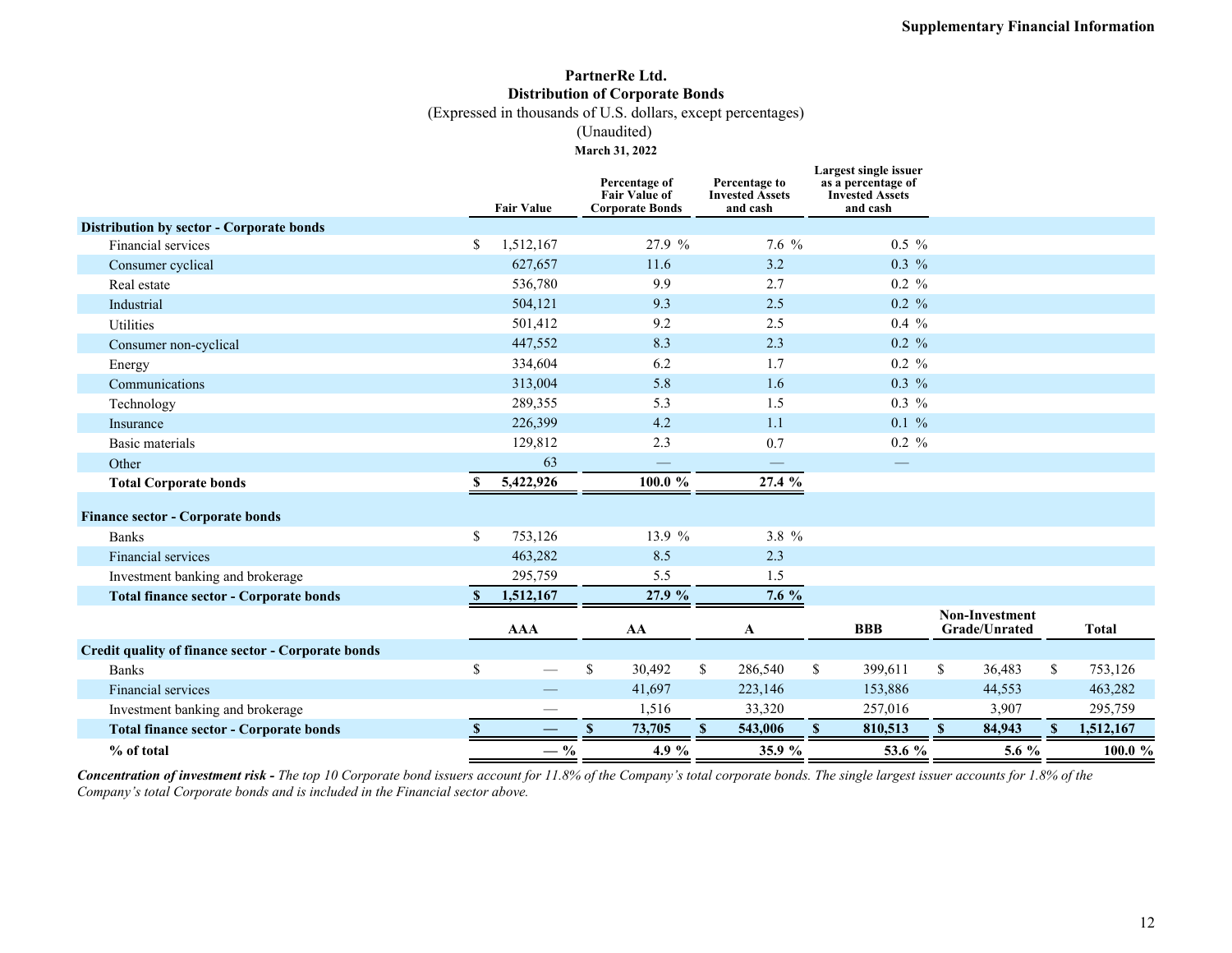# PartnerRe Ltd.
## Distribution of Corporate Bonds
(Expressed in thousands of U.S. dollars, except percentages)
(Unaudited)
**March 31, 2022**

| | Fair Value | Percentage of Fair Value of Corporate Bonds | Percentage to Invested Assets and cash | Largest single issuer as a percentage of Invested Assets and cash |
|---|---|---|---|---|
| **Distribution by sector - Corporate bonds** | | | | |
| Financial services | $ 1,512,167 | 27.9 % | 7.6 % | 0.5 % |
| Consumer cyclical | 627,657 | 11.6 | 3.2 | 0.3 % |
| Real estate | 536,780 | 9.9 | 2.7 | 0.2 % |
| Industrial | 504,121 | 9.3 | 2.5 | 0.2 % |
| Utilities | 501,412 | 9.2 | 2.5 | 0.4 % |
| Consumer non-cyclical | 447,552 | 8.3 | 2.3 | 0.2 % |
| Energy | 334,604 | 6.2 | 1.7 | 0.2 % |
| Communications | 313,004 | 5.8 | 1.6 | 0.3 % |
| Technology | 289,355 | 5.3 | 1.5 | 0.3 % |
| Insurance | 226,399 | 4.2 | 1.1 | 0.1 % |
| Basic materials | 129,812 | 2.3 | 0.7 | 0.2 % |
| Other | 63 | — | — | — |
| **Total Corporate bonds** | **$ 5,422,926** | **100.0 %** | **27.4 %** | |
| **Finance sector - Corporate bonds** | | | | |
| Banks | $ 753,126 | 13.9 % | 3.8 % | |
| Financial services | 463,282 | 8.5 | 2.3 | |
| Investment banking and brokerage | 295,759 | 5.5 | 1.5 | |
| **Total finance sector - Corporate bonds** | **$ 1,512,167** | **27.9 %** | **7.6 %** | |

| | AAA | AA | A | BBB | Non-Investment Grade/Unrated | Total |
|---|---|---|---|---|---|---|
| **Credit quality of finance sector - Corporate bonds** | | | | | | |
| Banks | $ — | $ 30,492 | $ 286,540 | $ 399,611 | $ 36,483 | $ 753,126 |
| Financial services | — | 41,697 | 223,146 | 153,886 | 44,553 | 463,282 |
| Investment banking and brokerage | — | 1,516 | 33,320 | 257,016 | 3,907 | 295,759 |
| **Total finance sector - Corporate bonds** | **$ —** | **$ 73,705** | **$ 543,006** | **$ 810,513** | **$ 84,943** | **$ 1,512,167** |
| **% of total** | **— %** | **4.9 %** | **35.9 %** | **53.6 %** | **5.6 %** | **100.0 %** |

***Concentration of investment risk -*** *The top 10 Corporate bond issuers account for 11.8% of the Company's total corporate bonds. The single largest issuer accounts for 1.8% of the Company's total Corporate bonds and is included in the Financial sector above.*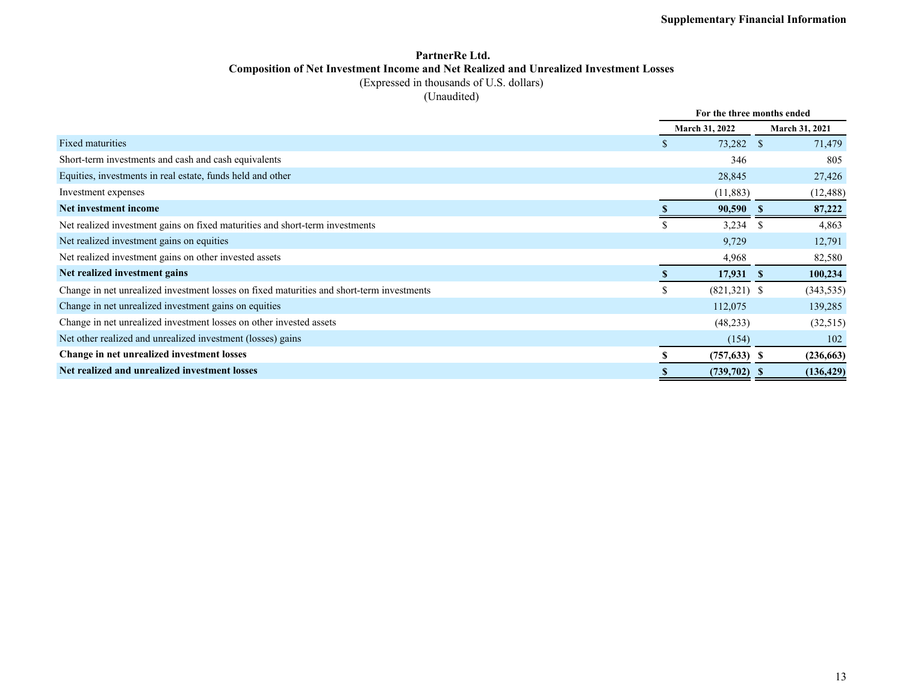**Supplementary Financial Information**

# PartnerRe Ltd.

## Composition of Net Investment Income and Net Realized and Unrealized Investment Losses

(Expressed in thousands of U.S. dollars)

(Unaudited)

| | For the three months ended | |
|---|---|---|
| | March 31, 2022 | March 31, 2021 |
| Fixed maturities | $ 73,282 | $ 71,479 |
| Short-term investments and cash and cash equivalents | 346 | 805 |
| Equities, investments in real estate, funds held and other | 28,845 | 27,426 |
| Investment expenses | (11,883) | (12,488) |
| **Net investment income** | **$ 90,590** | **$ 87,222** |
| Net realized investment gains on fixed maturities and short-term investments | $ 3,234 | $ 4,863 |
| Net realized investment gains on equities | 9,729 | 12,791 |
| Net realized investment gains on other invested assets | 4,968 | 82,580 |
| **Net realized investment gains** | **$ 17,931** | **$ 100,234** |
| Change in net unrealized investment losses on fixed maturities and short-term investments | $ (821,321) | $ (343,535) |
| Change in net unrealized investment gains on equities | 112,075 | 139,285 |
| Change in net unrealized investment losses on other invested assets | (48,233) | (32,515) |
| Net other realized and unrealized investment (losses) gains | (154) | 102 |
| **Change in net unrealized investment losses** | **$ (757,633)** | **$ (236,663)** |
| **Net realized and unrealized investment losses** | **$ (739,702)** | **$ (136,429)** |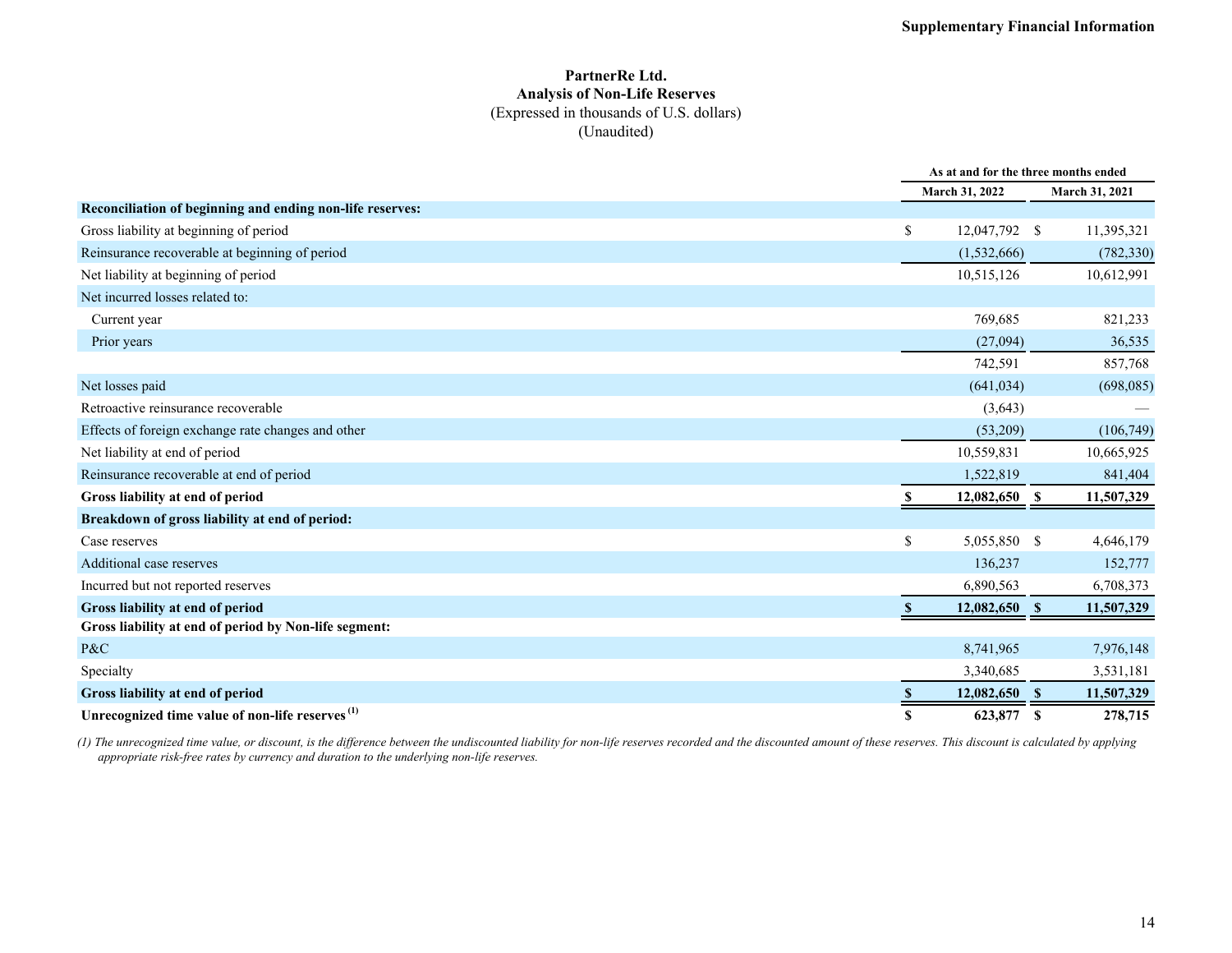# PartnerRe Ltd.

## Analysis of Non-Life Reserves

(Expressed in thousands of U.S. dollars)

(Unaudited)

| | As at and for the three months ended | |
|---|---|---|
| | March 31, 2022 | March 31, 2021 |
| **Reconciliation of beginning and ending non-life reserves:** | | |
| Gross liability at beginning of period | $ 12,047,792 | $ 11,395,321 |
| Reinsurance recoverable at beginning of period | (1,532,666) | (782,330) |
| Net liability at beginning of period | 10,515,126 | 10,612,991 |
| Net incurred losses related to: | | |
| Current year | 769,685 | 821,233 |
| Prior years | (27,094) | 36,535 |
| | 742,591 | 857,768 |
| Net losses paid | (641,034) | (698,085) |
| Retroactive reinsurance recoverable | (3,643) | — |
| Effects of foreign exchange rate changes and other | (53,209) | (106,749) |
| Net liability at end of period | 10,559,831 | 10,665,925 |
| Reinsurance recoverable at end of period | 1,522,819 | 841,404 |
| **Gross liability at end of period** | **$ 12,082,650** | **$ 11,507,329** |
| **Breakdown of gross liability at end of period:** | | |
| Case reserves | $ 5,055,850 | $ 4,646,179 |
| Additional case reserves | 136,237 | 152,777 |
| Incurred but not reported reserves | 6,890,563 | 6,708,373 |
| **Gross liability at end of period** | **$ 12,082,650** | **$ 11,507,329** |
| **Gross liability at end of period by Non-life segment:** | | |
| P&C | 8,741,965 | 7,976,148 |
| Specialty | 3,340,685 | 3,531,181 |
| **Gross liability at end of period** | **$ 12,082,650** | **$ 11,507,329** |
| **Unrecognized time value of non-life reserves [1]** | **$ 623,877** | **$ 278,715** |

*(1) The unrecognized time value, or discount, is the difference between the undiscounted liability for non-life reserves recorded and the discounted amount of these reserves. This discount is calculated by applying appropriate risk-free rates by currency and duration to the underlying non-life reserves.*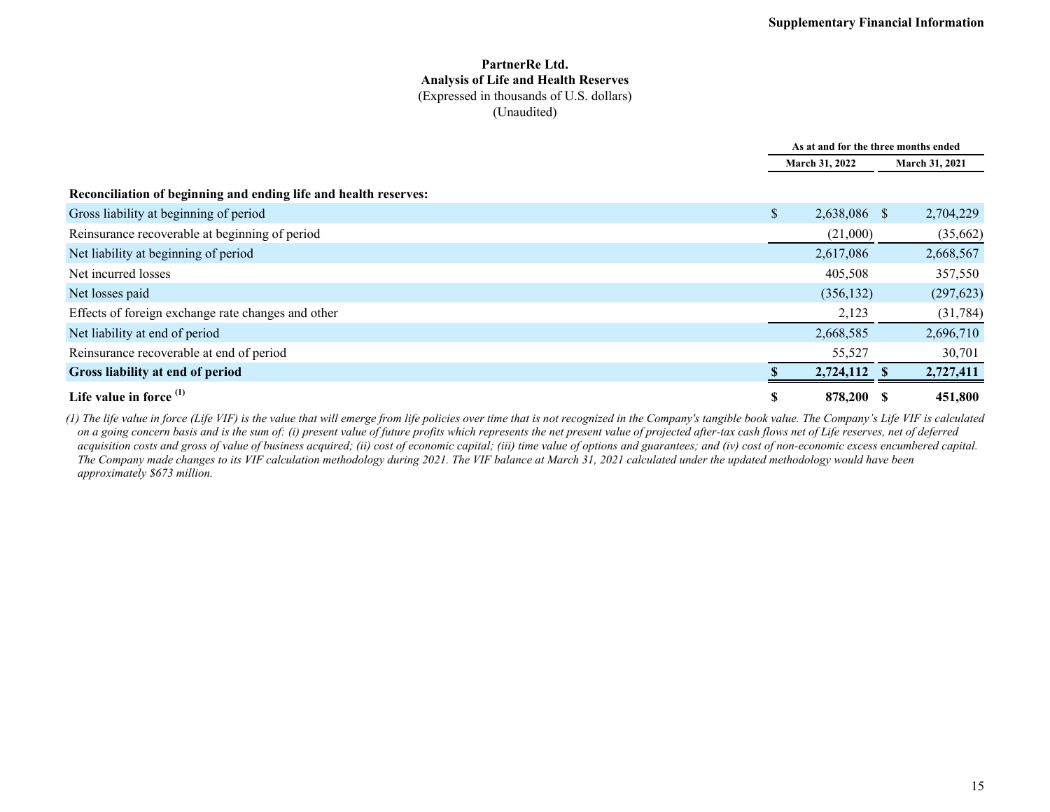# PartnerRe Ltd.

## Analysis of Life and Health Reserves

(Expressed in thousands of U.S. dollars)

(Unaudited)

| | As at and for the three months ended | |
|---|---|---|
| | March 31, 2022 | March 31, 2021 |
| **Reconciliation of beginning and ending life and health reserves:** | | |
| Gross liability at beginning of period | $ 2,638,086 | $ 2,704,229 |
| Reinsurance recoverable at beginning of period | (21,000) | (35,662) |
| Net liability at beginning of period | 2,617,086 | 2,668,567 |
| Net incurred losses | 405,508 | 357,550 |
| Net losses paid | (356,132) | (297,623) |
| Effects of foreign exchange rate changes and other | 2,123 | (31,784) |
| Net liability at end of period | 2,668,585 | 2,696,710 |
| Reinsurance recoverable at end of period | 55,527 | 30,701 |
| **Gross liability at end of period** | **$ 2,724,112** | **$ 2,727,411** |
| **Life value in force [(1)]** | **$ 878,200** | **$ 451,800** |

*(1) The life value in force (Life VIF) is the value that will emerge from life policies over time that is not recognized in the Company's tangible book value. The Company's Life VIF is calculated on a going concern basis and is the sum of: (i) present value of future profits which represents the net present value of projected after-tax cash flows net of Life reserves, net of deferred acquisition costs and gross of value of business acquired; (ii) cost of economic capital; (iii) time value of options and guarantees; and (iv) cost of non-economic excess encumbered capital. The Company made changes to its VIF calculation methodology during 2021. The VIF balance at March 31, 2021 calculated under the updated methodology would have been approximately $673 million.*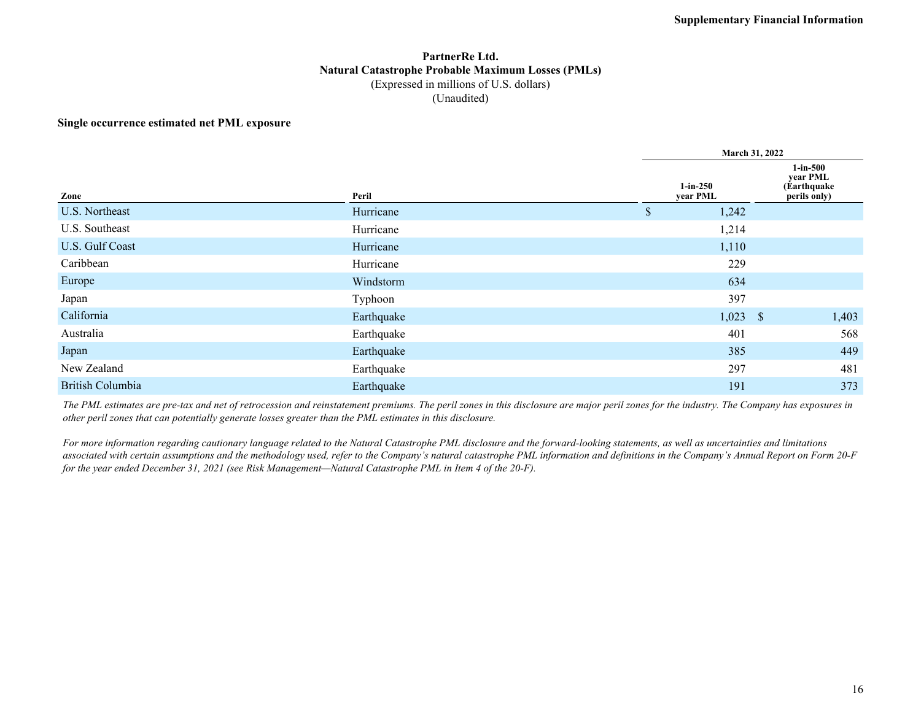# PartnerRe Ltd.
## Natural Catastrophe Probable Maximum Losses (PMLs)
(Expressed in millions of U.S. dollars)
(Unaudited)

**Single occurrence estimated net PML exposure**

| | | March 31, 2022 | |
|---|---|---|---|
| **Zone** | **Peril** | **1-in-250 year PML** | **1-in-500 year PML (Earthquake perils only)** |
| U.S. Northeast | Hurricane | $ 1,242 | |
| U.S. Southeast | Hurricane | 1,214 | |
| U.S. Gulf Coast | Hurricane | 1,110 | |
| Caribbean | Hurricane | 229 | |
| Europe | Windstorm | 634 | |
| Japan | Typhoon | 397 | |
| California | Earthquake | 1,023 | $ 1,403 |
| Australia | Earthquake | 401 | 568 |
| Japan | Earthquake | 385 | 449 |
| New Zealand | Earthquake | 297 | 481 |
| British Columbia | Earthquake | 191 | 373 |

*The PML estimates are pre-tax and net of retrocession and reinstatement premiums. The peril zones in this disclosure are major peril zones for the industry. The Company has exposures in other peril zones that can potentially generate losses greater than the PML estimates in this disclosure.*

*For more information regarding cautionary language related to the Natural Catastrophe PML disclosure and the forward-looking statements, as well as uncertainties and limitations associated with certain assumptions and the methodology used, refer to the Company's natural catastrophe PML information and definitions in the Company's Annual Report on Form 20-F for the year ended December 31, 2021 (see Risk Management—Natural Catastrophe PML in Item 4 of the 20-F).*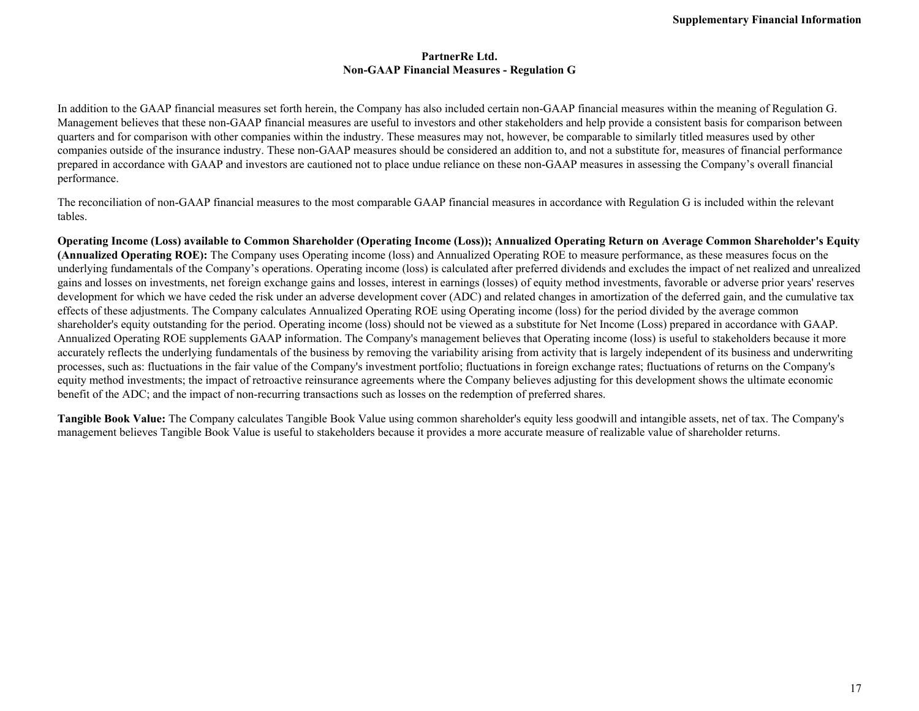## PartnerRe Ltd.
## Non-GAAP Financial Measures - Regulation G

In addition to the GAAP financial measures set forth herein, the Company has also included certain non-GAAP financial measures within the meaning of Regulation G. Management believes that these non-GAAP financial measures are useful to investors and other stakeholders and help provide a consistent basis for comparison between quarters and for comparison with other companies within the industry. These measures may not, however, be comparable to similarly titled measures used by other companies outside of the insurance industry. These non-GAAP measures should be considered an addition to, and not a substitute for, measures of financial performance prepared in accordance with GAAP and investors are cautioned not to place undue reliance on these non-GAAP measures in assessing the Company's overall financial performance.

The reconciliation of non-GAAP financial measures to the most comparable GAAP financial measures in accordance with Regulation G is included within the relevant tables.

**Operating Income (Loss) available to Common Shareholder (Operating Income (Loss)); Annualized Operating Return on Average Common Shareholder's Equity (Annualized Operating ROE):** The Company uses Operating income (loss) and Annualized Operating ROE to measure performance, as these measures focus on the underlying fundamentals of the Company's operations. Operating income (loss) is calculated after preferred dividends and excludes the impact of net realized and unrealized gains and losses on investments, net foreign exchange gains and losses, interest in earnings (losses) of equity method investments, favorable or adverse prior years' reserves development for which we have ceded the risk under an adverse development cover (ADC) and related changes in amortization of the deferred gain, and the cumulative tax effects of these adjustments. The Company calculates Annualized Operating ROE using Operating income (loss) for the period divided by the average common shareholder's equity outstanding for the period. Operating income (loss) should not be viewed as a substitute for Net Income (Loss) prepared in accordance with GAAP. Annualized Operating ROE supplements GAAP information. The Company's management believes that Operating income (loss) is useful to stakeholders because it more accurately reflects the underlying fundamentals of the business by removing the variability arising from activity that is largely independent of its business and underwriting processes, such as: fluctuations in the fair value of the Company's investment portfolio; fluctuations in foreign exchange rates; fluctuations of returns on the Company's equity method investments; the impact of retroactive reinsurance agreements where the Company believes adjusting for this development shows the ultimate economic benefit of the ADC; and the impact of non-recurring transactions such as losses on the redemption of preferred shares.

**Tangible Book Value:** The Company calculates Tangible Book Value using common shareholder's equity less goodwill and intangible assets, net of tax. The Company's management believes Tangible Book Value is useful to stakeholders because it provides a more accurate measure of realizable value of shareholder returns.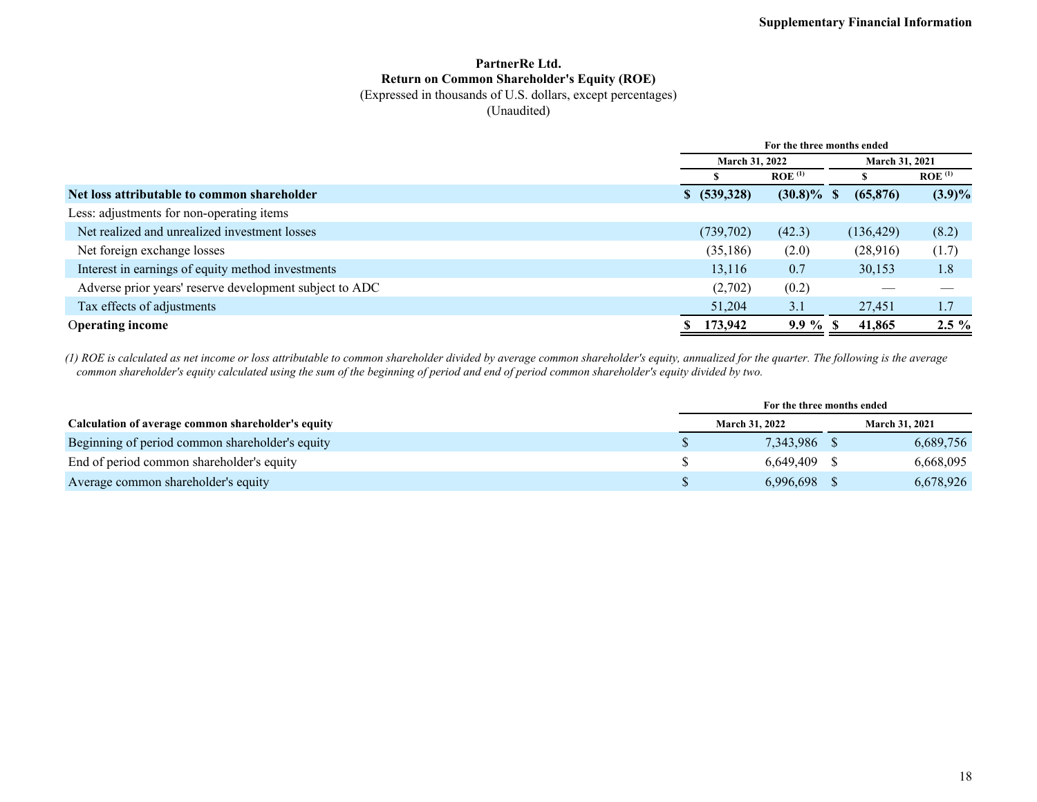# PartnerRe Ltd.
## Return on Common Shareholder's Equity (ROE)
(Expressed in thousands of U.S. dollars, except percentages)
(Unaudited)

| | For the three months ended | | | |
|---|---|---|---|---|
| | March 31, 2022 | | March 31, 2021 | |
| | $ | ROE [(1)] | $ | ROE [(1)] |
| **Net loss attributable to common shareholder** | **$ (539,328)** | **(30.8)%** | **$ (65,876)** | **(3.9)%** |
| Less: adjustments for non-operating items | | | | |
| Net realized and unrealized investment losses | (739,702) | (42.3) | (136,429) | (8.2) |
| Net foreign exchange losses | (35,186) | (2.0) | (28,916) | (1.7) |
| Interest in earnings of equity method investments | 13,116 | 0.7 | 30,153 | 1.8 |
| Adverse prior years' reserve development subject to ADC | (2,702) | (0.2) | — | — |
| Tax effects of adjustments | 51,204 | 3.1 | 27,451 | 1.7 |
| **Operating income** | **$ 173,942** | **9.9 %** | **$ 41,865** | **2.5 %** |

*(1) ROE is calculated as net income or loss attributable to common shareholder divided by average common shareholder's equity, annualized for the quarter. The following is the average common shareholder's equity calculated using the sum of the beginning of period and end of period common shareholder's equity divided by two.*

| | For the three months ended | |
|---|---|---|
| **Calculation of average common shareholder's equity** | March 31, 2022 | March 31, 2021 |
| Beginning of period common shareholder's equity | $ 7,343,986 | $ 6,689,756 |
| End of period common shareholder's equity | $ 6,649,409 | $ 6,668,095 |
| Average common shareholder's equity | $ 6,996,698 | $ 6,678,926 |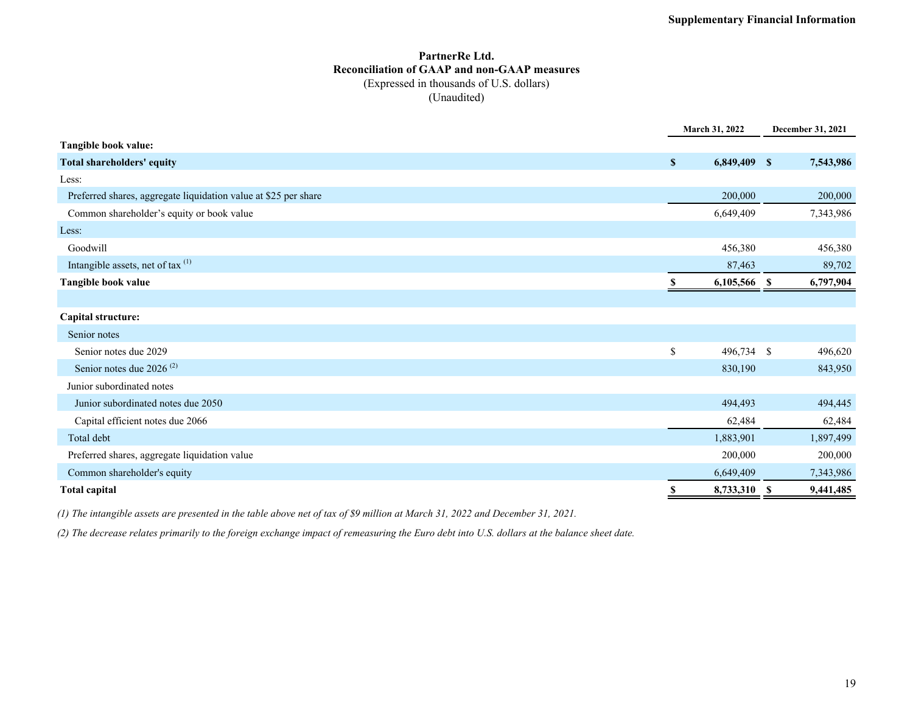# PartnerRe Ltd.

## Reconciliation of GAAP and non-GAAP measures

(Expressed in thousands of U.S. dollars)

(Unaudited)

| | March 31, 2022 | December 31, 2021 |
|---|---|---|
| **Tangible book value:** | | |
| **Total shareholders' equity** | **$ 6,849,409** | **$ 7,543,986** |
| Less: | | |
| Preferred shares, aggregate liquidation value at $25 per share | 200,000 | 200,000 |
| Common shareholder's equity or book value | 6,649,409 | 7,343,986 |
| Less: | | |
| Goodwill | 456,380 | 456,380 |
| Intangible assets, net of tax [1] | 87,463 | 89,702 |
| **Tangible book value** | **$ 6,105,566** | **$ 6,797,904** |
| | | |
| **Capital structure:** | | |
| Senior notes | | |
| Senior notes due 2029 | $ 496,734 | $ 496,620 |
| Senior notes due 2026 [2] | 830,190 | 843,950 |
| Junior subordinated notes | | |
| Junior subordinated notes due 2050 | 494,493 | 494,445 |
| Capital efficient notes due 2066 | 62,484 | 62,484 |
| Total debt | 1,883,901 | 1,897,499 |
| Preferred shares, aggregate liquidation value | 200,000 | 200,000 |
| Common shareholder's equity | 6,649,409 | 7,343,986 |
| **Total capital** | **$ 8,733,310** | **$ 9,441,485** |

*(1) The intangible assets are presented in the table above net of tax of $9 million at March 31, 2022 and December 31, 2021.*

*(2) The decrease relates primarily to the foreign exchange impact of remeasuring the Euro debt into U.S. dollars at the balance sheet date.*